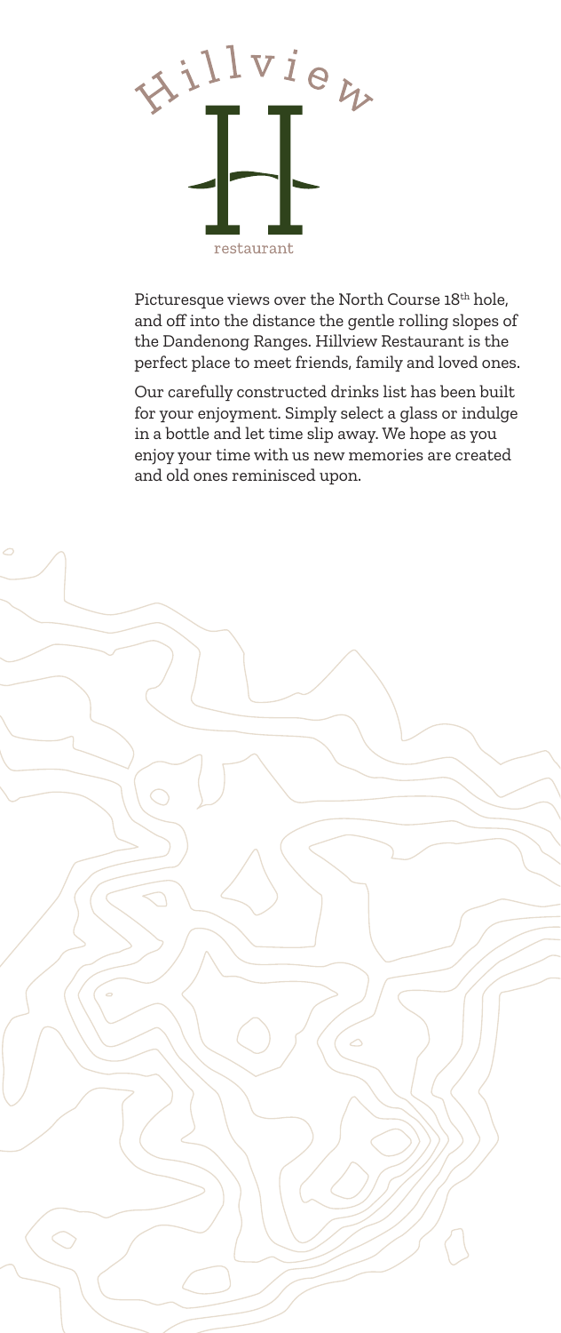# Hillview

restaurant

Picturesque views over the North Course 18th hole, and off into the distance the gentle rolling slopes of the Dandenong Ranges. Hillview Restaurant is the perfect place to meet friends, family and loved ones.

Our carefully constructed drinks list has been built for your enjoyment. Simply select a glass or indulge in a bottle and let time slip away. We hope as you enjoy your time with us new memories are created and old ones reminisced upon.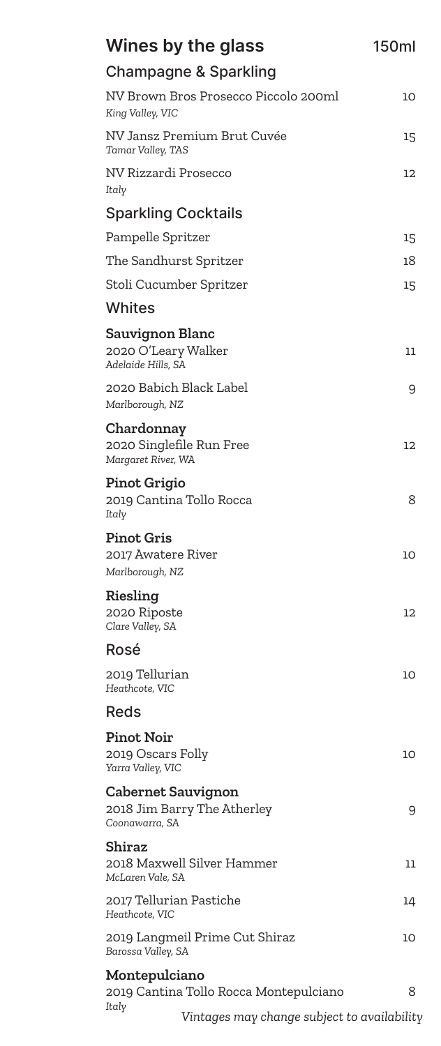# Wines by the glass 150ml

## Champagne & Sparkling

NV Brown Bros Prosecco Piccolo 200ml — 10
*King Valley, VIC*

NV Jansz Premium Brut Cuvée — 15
*Tamar Valley, TAS*

NV Rizzardi Prosecco — 12
*Italy*

## Sparkling Cocktails

Pampelle Spritzer — 15

The Sandhurst Spritzer — 18

Stoli Cucumber Spritzer — 15

## Whites

**Sauvignon Blanc**

2020 O'Leary Walker — 11
*Adelaide Hills, SA*

2020 Babich Black Label — 9
*Marlborough, NZ*

**Chardonnay**

2020 Singlefile Run Free — 12
*Margaret River, WA*

**Pinot Grigio**

2019 Cantina Tollo Rocca — 8
*Italy*

**Pinot Gris**

2017 Awatere River — 10
*Marlborough, NZ*

**Riesling**

2020 Riposte — 12
*Clare Valley, SA*

## Rosé

2019 Tellurian — 10
*Heathcote, VIC*

## Reds

**Pinot Noir**

2019 Oscars Folly — 10
*Yarra Valley, VIC*

**Cabernet Sauvignon**

2018 Jim Barry The Atherley — 9
*Coonawarra, SA*

**Shiraz**

2018 Maxwell Silver Hammer — 11
*McLaren Vale, SA*

2017 Tellurian Pastiche — 14
*Heathcote, VIC*

2019 Langmeil Prime Cut Shiraz — 10
*Barossa Valley, SA*

**Montepulciano**

2019 Cantina Tollo Rocca Montepulciano — 8
*Italy*

*Vintages may change subject to availability*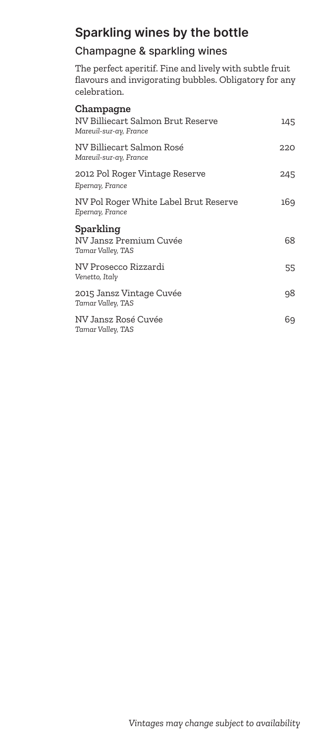# Sparkling wines by the bottle

## Champagne & sparkling wines

The perfect aperitif. Fine and lively with subtle fruit flavours and invigorating bubbles. Obligatory for any celebration.

### Champagne

| Wine | Price |
| --- | --- |
| NV Billiecart Salmon Brut Reserve<br>*Mareuil-sur-ay, France* | 145 |
| NV Billiecart Salmon Rosé<br>*Mareuil-sur-ay, France* | 220 |
| 2012 Pol Roger Vintage Reserve<br>*Epernay, France* | 245 |
| NV Pol Roger White Label Brut Reserve<br>*Epernay, France* | 169 |

### Sparkling

| Wine | Price |
| --- | --- |
| NV Jansz Premium Cuvée<br>*Tamar Valley, TAS* | 68 |
| NV Prosecco Rizzardi<br>*Venetto, Italy* | 55 |
| 2015 Jansz Vintage Cuvée<br>*Tamar Valley, TAS* | 98 |
| NV Jansz Rosé Cuvée<br>*Tamar Valley, TAS* | 69 |

*Vintages may change subject to availability*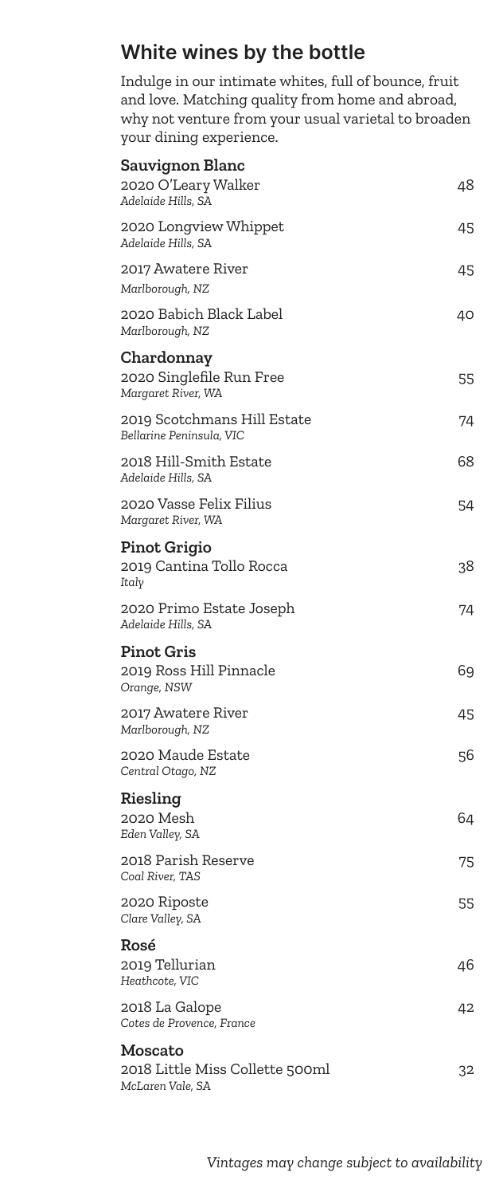## White wines by the bottle

Indulge in our intimate whites, full of bounce, fruit and love. Matching quality from home and abroad, why not venture from your usual varietal to broaden your dining experience.

**Sauvignon Blanc**

2020 O'Leary Walker — 48
*Adelaide Hills, SA*

2020 Longview Whippet — 45
*Adelaide Hills, SA*

2017 Awatere River — 45
*Marlborough, NZ*

2020 Babich Black Label — 40
*Marlborough, NZ*

**Chardonnay**

2020 Singlefile Run Free — 55
*Margaret River, WA*

2019 Scotchmans Hill Estate — 74
*Bellarine Peninsula, VIC*

2018 Hill-Smith Estate — 68
*Adelaide Hills, SA*

2020 Vasse Felix Filius — 54
*Margaret River, WA*

**Pinot Grigio**

2019 Cantina Tollo Rocca — 38
*Italy*

2020 Primo Estate Joseph — 74
*Adelaide Hills, SA*

**Pinot Gris**

2019 Ross Hill Pinnacle — 69
*Orange, NSW*

2017 Awatere River — 45
*Marlborough, NZ*

2020 Maude Estate — 56
*Central Otago, NZ*

**Riesling**

2020 Mesh — 64
*Eden Valley, SA*

2018 Parish Reserve — 75
*Coal River, TAS*

2020 Riposte — 55
*Clare Valley, SA*

**Rosé**

2019 Tellurian — 46
*Heathcote, VIC*

2018 La Galope — 42
*Cotes de Provence, France*

**Moscato**

2018 Little Miss Collette 500ml — 32
*McLaren Vale, SA*

*Vintages may change subject to availability*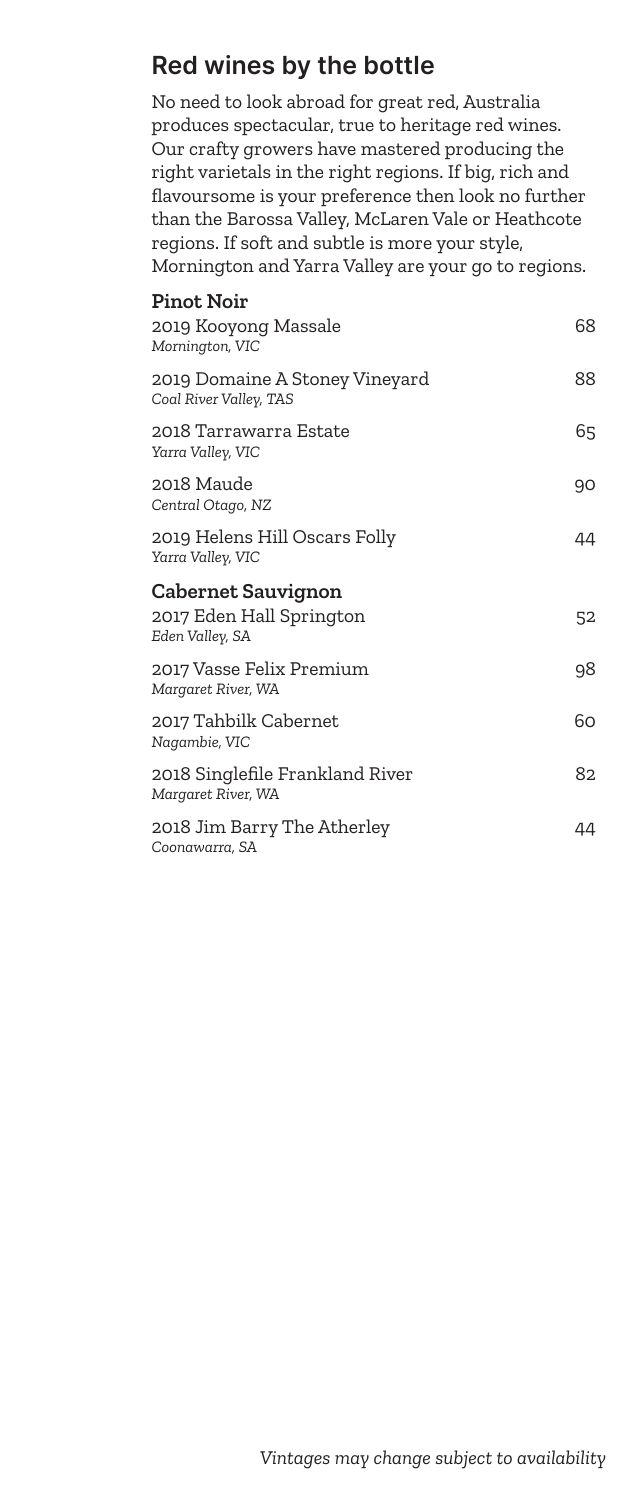## Red wines by the bottle

No need to look abroad for great red, Australia produces spectacular, true to heritage red wines. Our crafty growers have mastered producing the right varietals in the right regions. If big, rich and flavoursome is your preference then look no further than the Barossa Valley, McLaren Vale or Heathcote regions. If soft and subtle is more your style, Mornington and Yarra Valley are your go to regions.

### Pinot Noir

| Wine | Price |
| --- | --- |
| 2019 Kooyong Massale<br>*Mornington, VIC* | 68 |
| 2019 Domaine A Stoney Vineyard<br>*Coal River Valley, TAS* | 88 |
| 2018 Tarrawarra Estate<br>*Yarra Valley, VIC* | 65 |
| 2018 Maude<br>*Central Otago, NZ* | 90 |
| 2019 Helens Hill Oscars Folly<br>*Yarra Valley, VIC* | 44 |

### Cabernet Sauvignon

| Wine | Price |
| --- | --- |
| 2017 Eden Hall Springton<br>*Eden Valley, SA* | 52 |
| 2017 Vasse Felix Premium<br>*Margaret River, WA* | 98 |
| 2017 Tahbilk Cabernet<br>*Nagambie, VIC* | 60 |
| 2018 Singlefile Frankland River<br>*Margaret River, WA* | 82 |
| 2018 Jim Barry The Atherley<br>*Coonawarra, SA* | 44 |

*Vintages may change subject to availability*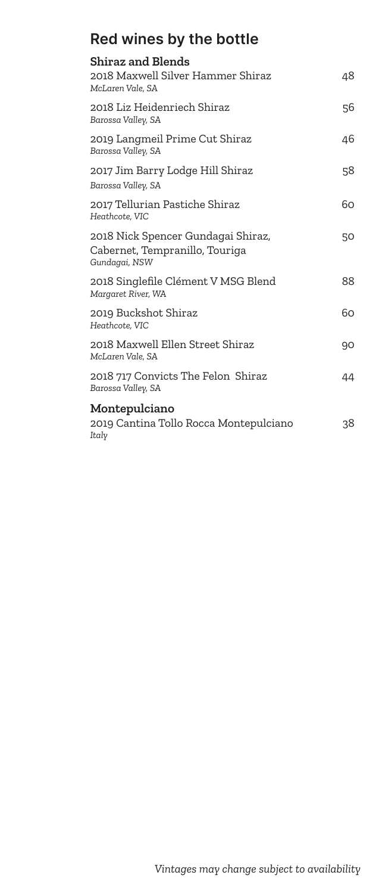# Red wines by the bottle

## Shiraz and Blends

| | |
|---|---|
| 2018 Maxwell Silver Hammer Shiraz<br>*McLaren Vale, SA* | 48 |
| 2018 Liz Heidenriech Shiraz<br>*Barossa Valley, SA* | 56 |
| 2019 Langmeil Prime Cut Shiraz<br>*Barossa Valley, SA* | 46 |
| 2017 Jim Barry Lodge Hill Shiraz<br>*Barossa Valley, SA* | 58 |
| 2017 Tellurian Pastiche Shiraz<br>*Heathcote, VIC* | 60 |
| 2018 Nick Spencer Gundagai Shiraz, Cabernet, Tempranillo, Touriga<br>*Gundagai, NSW* | 50 |
| 2018 Singlefile Clément V MSG Blend<br>*Margaret River, WA* | 88 |
| 2019 Buckshot Shiraz<br>*Heathcote, VIC* | 60 |
| 2018 Maxwell Ellen Street Shiraz<br>*McLaren Vale, SA* | 90 |
| 2018 717 Convicts The Felon Shiraz<br>*Barossa Valley, SA* | 44 |

## Montepulciano

| | |
|---|---|
| 2019 Cantina Tollo Rocca Montepulciano<br>*Italy* | 38 |

*Vintages may change subject to availability*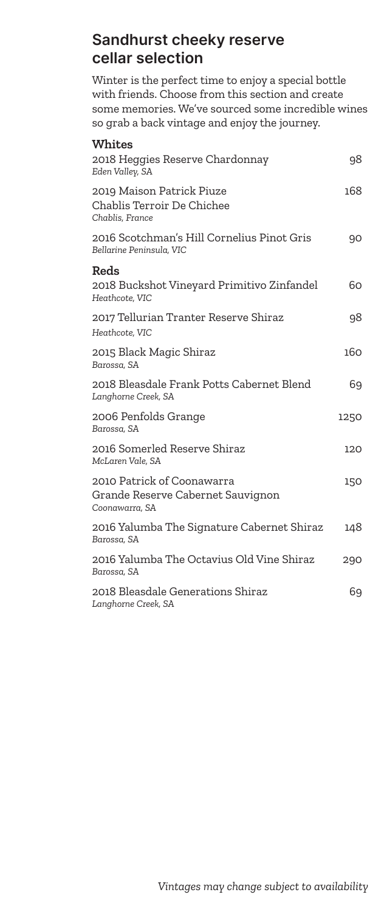## Sandhurst cheeky reserve cellar selection

Winter is the perfect time to enjoy a special bottle with friends. Choose from this section and create some memories. We've sourced some incredible wines so grab a back vintage and enjoy the journey.

### Whites

| Wine | Price |
|---|---|
| 2018 Heggies Reserve Chardonnay<br>*Eden Valley, SA* | 98 |
| 2019 Maison Patrick Piuze Chablis Terroir De Chichee<br>*Chablis, France* | 168 |
| 2016 Scotchman's Hill Cornelius Pinot Gris<br>*Bellarine Peninsula, VIC* | 90 |

### Reds

| Wine | Price |
|---|---|
| 2018 Buckshot Vineyard Primitivo Zinfandel<br>*Heathcote, VIC* | 60 |
| 2017 Tellurian Tranter Reserve Shiraz<br>*Heathcote, VIC* | 98 |
| 2015 Black Magic Shiraz<br>*Barossa, SA* | 160 |
| 2018 Bleasdale Frank Potts Cabernet Blend<br>*Langhorne Creek, SA* | 69 |
| 2006 Penfolds Grange<br>*Barossa, SA* | 1250 |
| 2016 Somerled Reserve Shiraz<br>*McLaren Vale, SA* | 120 |
| 2010 Patrick of Coonawarra Grande Reserve Cabernet Sauvignon<br>*Coonawarra, SA* | 150 |
| 2016 Yalumba The Signature Cabernet Shiraz<br>*Barossa, SA* | 148 |
| 2016 Yalumba The Octavius Old Vine Shiraz<br>*Barossa, SA* | 290 |
| 2018 Bleasdale Generations Shiraz<br>*Langhorne Creek, SA* | 69 |

*Vintages may change subject to availability*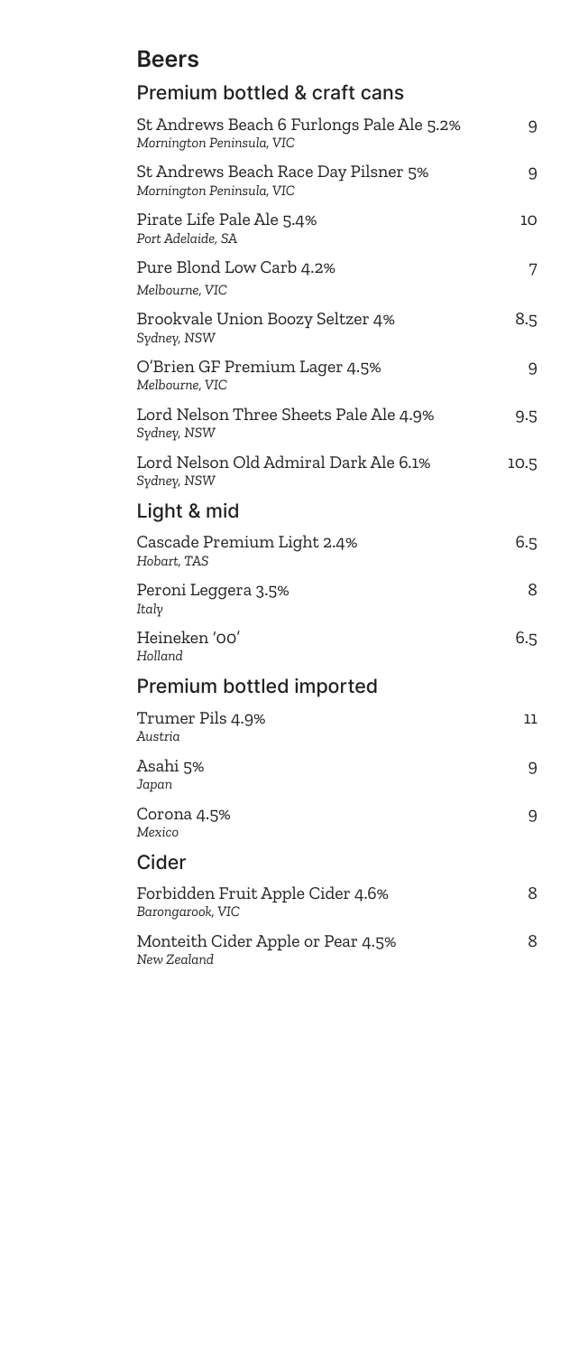# Beers

## Premium bottled & craft cans

| Item | Price |
|---|---|
| St Andrews Beach 6 Furlongs Pale Ale 5.2%<br>*Mornington Peninsula, VIC* | 9 |
| St Andrews Beach Race Day Pilsner 5%<br>*Mornington Peninsula, VIC* | 9 |
| Pirate Life Pale Ale 5.4%<br>*Port Adelaide, SA* | 10 |
| Pure Blond Low Carb 4.2%<br>*Melbourne, VIC* | 7 |
| Brookvale Union Boozy Seltzer 4%<br>*Sydney, NSW* | 8.5 |
| O'Brien GF Premium Lager 4.5%<br>*Melbourne, VIC* | 9 |
| Lord Nelson Three Sheets Pale Ale 4.9%<br>*Sydney, NSW* | 9.5 |
| Lord Nelson Old Admiral Dark Ale 6.1%<br>*Sydney, NSW* | 10.5 |

## Light & mid

| Item | Price |
|---|---|
| Cascade Premium Light 2.4%<br>*Hobart, TAS* | 6.5 |
| Peroni Leggera 3.5%<br>*Italy* | 8 |
| Heineken '00'<br>*Holland* | 6.5 |

## Premium bottled imported

| Item | Price |
|---|---|
| Trumer Pils 4.9%<br>*Austria* | 11 |
| Asahi 5%<br>*Japan* | 9 |
| Corona 4.5%<br>*Mexico* | 9 |

## Cider

| Item | Price |
|---|---|
| Forbidden Fruit Apple Cider 4.6%<br>*Barongarook, VIC* | 8 |
| Monteith Cider Apple or Pear 4.5%<br>*New Zealand* | 8 |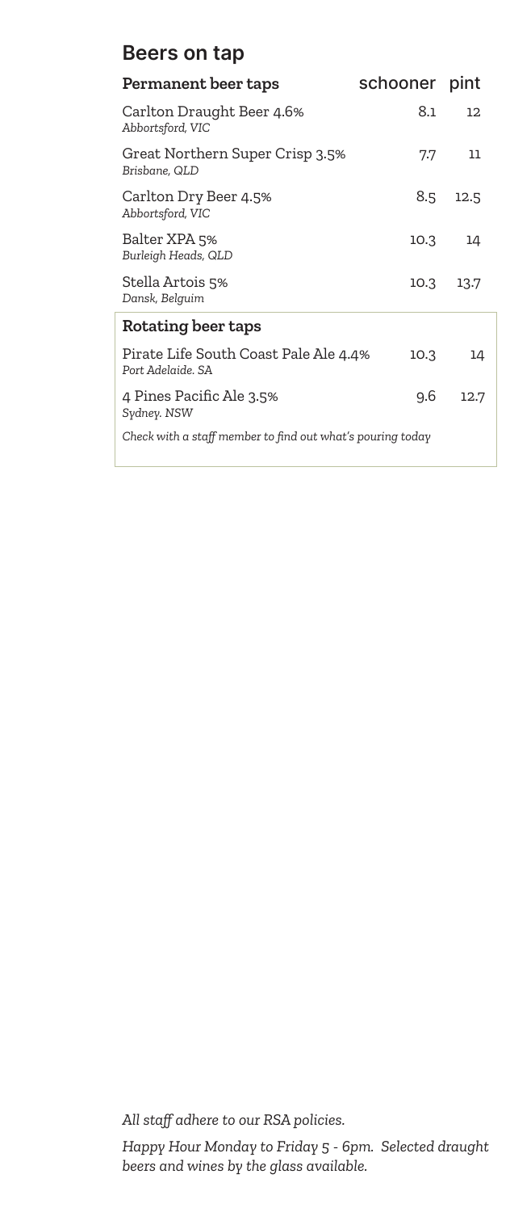## Beers on tap

| Permanent beer taps | schooner | pint |
|---|---|---|
| Carlton Draught Beer 4.6% *Abbortsford, VIC* | 8.1 | 12 |
| Great Northern Super Crisp 3.5% *Brisbane, QLD* | 7.7 | 11 |
| Carlton Dry Beer 4.5% *Abbortsford, VIC* | 8.5 | 12.5 |
| Balter XPA 5% *Burleigh Heads, QLD* | 10.3 | 14 |
| Stella Artois 5% *Dansk, Belguim* | 10.3 | 13.7 |

| Rotating beer taps | | |
|---|---|---|
| Pirate Life South Coast Pale Ale 4.4% *Port Adelaide. SA* | 10.3 | 14 |
| 4 Pines Pacific Ale 3.5% *Sydney. NSW* | 9.6 | 12.7 |

*Check with a staff member to find out what's pouring today*

*All staff adhere to our RSA policies.*

*Happy Hour Monday to Friday 5 - 6pm. Selected draught beers and wines by the glass available.*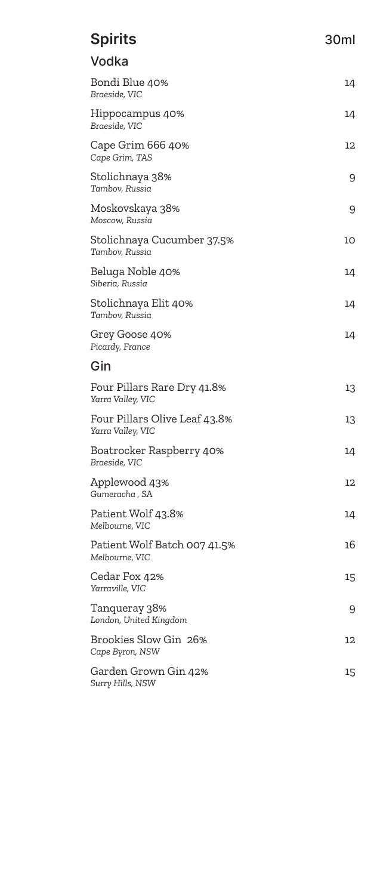## Spirits — 30ml

### Vodka

| Item | 30ml |
| --- | --- |
| Bondi Blue 40%<br>*Braeside, VIC* | 14 |
| Hippocampus 40%<br>*Braeside, VIC* | 14 |
| Cape Grim 666 40%<br>*Cape Grim, TAS* | 12 |
| Stolichnaya 38%<br>*Tambov, Russia* | 9 |
| Moskovskaya 38%<br>*Moscow, Russia* | 9 |
| Stolichnaya Cucumber 37.5%<br>*Tambov, Russia* | 10 |
| Beluga Noble 40%<br>*Siberia, Russia* | 14 |
| Stolichnaya Elit 40%<br>*Tambov, Russia* | 14 |
| Grey Goose 40%<br>*Picardy, France* | 14 |

### Gin

| Item | 30ml |
| --- | --- |
| Four Pillars Rare Dry 41.8%<br>*Yarra Valley, VIC* | 13 |
| Four Pillars Olive Leaf 43.8%<br>*Yarra Valley, VIC* | 13 |
| Boatrocker Raspberry 40%<br>*Braeside, VIC* | 14 |
| Applewood 43%<br>*Gumeracha , SA* | 12 |
| Patient Wolf 43.8%<br>*Melbourne, VIC* | 14 |
| Patient Wolf Batch 007 41.5%<br>*Melbourne, VIC* | 16 |
| Cedar Fox 42%<br>*Yarraville, VIC* | 15 |
| Tanqueray 38%<br>*London, United Kingdom* | 9 |
| Brookies Slow Gin 26%<br>*Cape Byron, NSW* | 12 |
| Garden Grown Gin 42%<br>*Surry Hills, NSW* | 15 |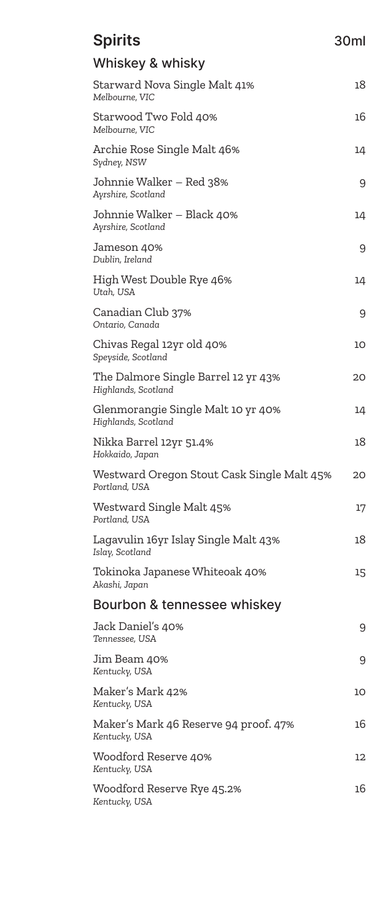# Spirits

30ml

## Whiskey & whisky

| Item | 30ml |
| --- | --- |
| Starward Nova Single Malt 41%<br>*Melbourne, VIC* | 18 |
| Starwood Two Fold 40%<br>*Melbourne, VIC* | 16 |
| Archie Rose Single Malt 46%<br>*Sydney, NSW* | 14 |
| Johnnie Walker – Red 38%<br>*Ayrshire, Scotland* | 9 |
| Johnnie Walker – Black 40%<br>*Ayrshire, Scotland* | 14 |
| Jameson 40%<br>*Dublin, Ireland* | 9 |
| High West Double Rye 46%<br>*Utah, USA* | 14 |
| Canadian Club 37%<br>*Ontario, Canada* | 9 |
| Chivas Regal 12yr old 40%<br>*Speyside, Scotland* | 10 |
| The Dalmore Single Barrel 12 yr 43%<br>*Highlands, Scotland* | 20 |
| Glenmorangie Single Malt 10 yr 40%<br>*Highlands, Scotland* | 14 |
| Nikka Barrel 12yr 51.4%<br>*Hokkaido, Japan* | 18 |
| Westward Oregon Stout Cask Single Malt 45%<br>*Portland, USA* | 20 |
| Westward Single Malt 45%<br>*Portland, USA* | 17 |
| Lagavulin 16yr Islay Single Malt 43%<br>*Islay, Scotland* | 18 |
| Tokinoka Japanese Whiteoak 40%<br>*Akashi, Japan* | 15 |

## Bourbon & tennessee whiskey

| Item | 30ml |
| --- | --- |
| Jack Daniel's 40%<br>*Tennessee, USA* | 9 |
| Jim Beam 40%<br>*Kentucky, USA* | 9 |
| Maker's Mark 42%<br>*Kentucky, USA* | 10 |
| Maker's Mark 46 Reserve 94 proof. 47%<br>*Kentucky, USA* | 16 |
| Woodford Reserve 40%<br>*Kentucky, USA* | 12 |
| Woodford Reserve Rye 45.2%<br>*Kentucky, USA* | 16 |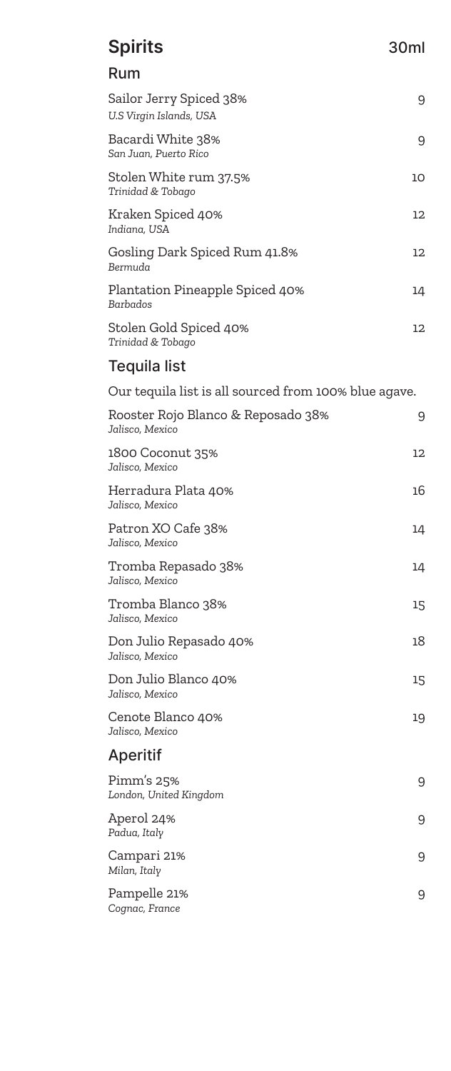## Spirits

30ml

### Rum

| Item | Price |
|---|---|
| Sailor Jerry Spiced 38%<br>*U.S Virgin Islands, USA* | 9 |
| Bacardi White 38%<br>*San Juan, Puerto Rico* | 9 |
| Stolen White rum 37.5%<br>*Trinidad & Tobago* | 10 |
| Kraken Spiced 40%<br>*Indiana, USA* | 12 |
| Gosling Dark Spiced Rum 41.8%<br>*Bermuda* | 12 |
| Plantation Pineapple Spiced 40%<br>*Barbados* | 14 |
| Stolen Gold Spiced 40%<br>*Trinidad & Tobago* | 12 |

### Tequila list

Our tequila list is all sourced from 100% blue agave.

| Item | Price |
|---|---|
| Rooster Rojo Blanco & Reposado 38%<br>*Jalisco, Mexico* | 9 |
| 1800 Coconut 35%<br>*Jalisco, Mexico* | 12 |
| Herradura Plata 40%<br>*Jalisco, Mexico* | 16 |
| Patron XO Cafe 38%<br>*Jalisco, Mexico* | 14 |
| Tromba Repasado 38%<br>*Jalisco, Mexico* | 14 |
| Tromba Blanco 38%<br>*Jalisco, Mexico* | 15 |
| Don Julio Repasado 40%<br>*Jalisco, Mexico* | 18 |
| Don Julio Blanco 40%<br>*Jalisco, Mexico* | 15 |
| Cenote Blanco 40%<br>*Jalisco, Mexico* | 19 |

### Aperitif

| Item | Price |
|---|---|
| Pimm's 25%<br>*London, United Kingdom* | 9 |
| Aperol 24%<br>*Padua, Italy* | 9 |
| Campari 21%<br>*Milan, Italy* | 9 |
| Pampelle 21%<br>*Cognac, France* | 9 |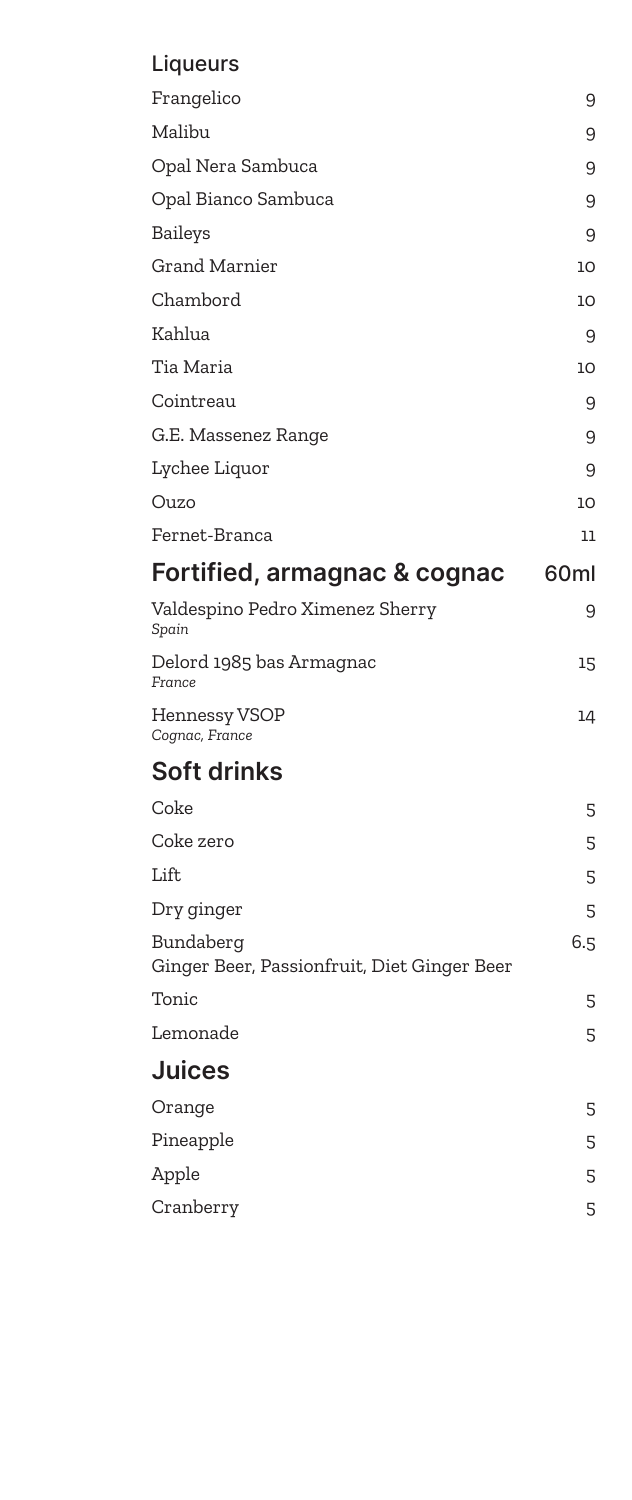## Liqueurs

| | |
|---|---|
| Frangelico | 9 |
| Malibu | 9 |
| Opal Nera Sambuca | 9 |
| Opal Bianco Sambuca | 9 |
| Baileys | 9 |
| Grand Marnier | 10 |
| Chambord | 10 |
| Kahlua | 9 |
| Tia Maria | 10 |
| Cointreau | 9 |
| G.E. Massenez Range | 9 |
| Lychee Liquor | 9 |
| Ouzo | 10 |
| Fernet-Branca | 11 |

## Fortified, armagnac & cognac

| | 60ml |
|---|---|
| Valdespino Pedro Ximenez Sherry<br>*Spain* | 9 |
| Delord 1985 bas Armagnac<br>*France* | 15 |
| Hennessy VSOP<br>*Cognac, France* | 14 |

## Soft drinks

| | |
|---|---|
| Coke | 5 |
| Coke zero | 5 |
| Lift | 5 |
| Dry ginger | 5 |
| Bundaberg<br>Ginger Beer, Passionfruit, Diet Ginger Beer | 6.5 |
| Tonic | 5 |
| Lemonade | 5 |

## Juices

| | |
|---|---|
| Orange | 5 |
| Pineapple | 5 |
| Apple | 5 |
| Cranberry | 5 |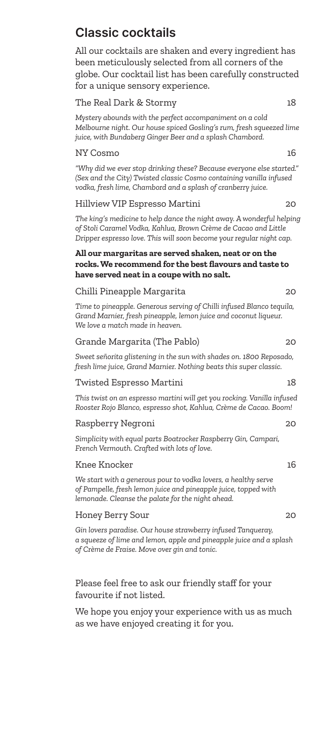## Classic cocktails

All our cocktails are shaken and every ingredient has been meticulously selected from all corners of the globe. Our cocktail list has been carefully constructed for a unique sensory experience.

The Real Dark & Stormy 18

*Mystery abounds with the perfect accompaniment on a cold Melbourne night. Our house spiced Gosling's rum, fresh squeezed lime juice, with Bundaberg Ginger Beer and a splash Chambord.*

NY Cosmo 16

*"Why did we ever stop drinking these? Because everyone else started." (Sex and the City) Twisted classic Cosmo containing vanilla infused vodka, fresh lime, Chambord and a splash of cranberry juice.*

Hillview VIP Espresso Martini 20

*The king's medicine to help dance the night away. A wonderful helping of Stoli Caramel Vodka, Kahlua, Brown Crème de Cacao and Little Dripper espresso love. This will soon become your regular night cap.*

**All our margaritas are served shaken, neat or on the rocks. We recommend for the best flavours and taste to have served neat in a coupe with no salt.**

Chilli Pineapple Margarita 20

*Time to pineapple. Generous serving of Chilli infused Blanco tequila, Grand Marnier, fresh pineapple, lemon juice and coconut liqueur. We love a match made in heaven.*

Grande Margarita (The Pablo) 20

*Sweet señorita glistening in the sun with shades on. 1800 Reposado, fresh lime juice, Grand Marnier. Nothing beats this super classic.*

Twisted Espresso Martini 18

*This twist on an espresso martini will get you rocking. Vanilla infused Rooster Rojo Blanco, espresso shot, Kahlua, Crème de Cacao. Boom!*

Raspberry Negroni 20

*Simplicity with equal parts Boatrocker Raspberry Gin, Campari, French Vermouth. Crafted with lots of love.*

Knee Knocker 16

*We start with a generous pour to vodka lovers, a healthy serve of Pampelle, fresh lemon juice and pineapple juice, topped with lemonade. Cleanse the palate for the night ahead.*

Honey Berry Sour 20

*Gin lovers paradise. Our house strawberry infused Tanqueray, a squeeze of lime and lemon, apple and pineapple juice and a splash of Crème de Fraise. Move over gin and tonic.*

Please feel free to ask our friendly staff for your favourite if not listed.

We hope you enjoy your experience with us as much as we have enjoyed creating it for you.